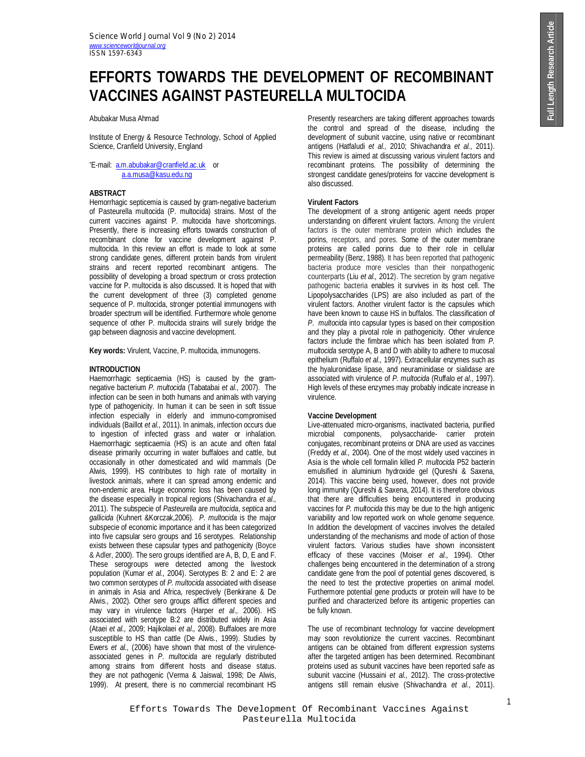# EFFORTS TOWARDS THE DEVELOPMENT OF RECOMBINANT VACCINES AGAINST PASTEURELLA MULTOCIDA

Abubakar Musa Ahmad

Institute of Energy & Resource Technology, School of Applied Science, Cranfield University, England

*E-mail: a.m.abubakar@cranfield.ac.uk or a.a.musa@kasu.edu.ng

## ABSTRACT

Hemorrhagic septicemia is caused by gram-negative bacterium of Pasteurella multocida (P. multocida) strains. Most of the current vaccines against P. multocida have shortcomings. Presently, there is increasing efforts towards construction of recombinant clone for vaccine development against P. multocida. In this review an effort is made to look at some strong candidate genes, different protein bands from virulent strains and recent reported recombinant antigens. The possibility of developing a broad spectrum or cross protection vaccine for P. multocida is also discussed. It is hoped that with the current development of three (3) completed genome sequence of P. multocida, stronger potential immunogens with broader spectrum will be identified. Furthermore whole genome sequence of other P. multocida strains will surely bridge the gap between diagnosis and vaccine development.

**Key words:** Virulent, Vaccine, P. multocida, immunogens.

## INTRODUCTION

Haemorrhagic septicaemia (HS) is caused by the gram-negative bacterium *P. multocida* (Tabatabai *et al.,* 2007). The infection can be seen in both humans and animals with varying type of pathogenicity. In human it can be seen in soft tissue infection especially in elderly and immuno-compromised individuals (Baillot *et al.,* 2011). In animals, infection occurs due to ingestion of infected grass and water or inhalation. Haemorrhagic septicaemia (HS) is an acute and often fatal disease primarily occurring in water buffaloes and cattle, but occasionally in other domesticated and wild mammals (De Alwis, 1999). HS contributes to high rate of mortality in livestock animals, where it can spread among endemic and non-endemic area. Huge economic loss has been caused by the disease especially in tropical regions (Shivachandra *et al.,* 2011). The subspecie of *Pasteurella* are *multocida*, *septica* and *gallicida* (Kuhnert &Korczak,2006). *P. multocida* is the major subspecie of economic importance and it has been categorized into five capsular sero groups and 16 serotypes. Relationship exists between these capsular types and pathogenicity (Boyce & Adler, 2000). The sero groups identified are A, B, D, E and F. These serogroups were detected among the livestock population (Kumar *et al.,* 2004). Serotypes B: 2 and E: 2 are two common serotypes of *P. multocida* associated with disease in animals in Asia and Africa, respectively (Benkirane & De Alwis., 2002). Other sero groups afflict different species and may vary in virulence factors (Harper *et al.,* 2006). HS associated with serotype B:2 are distributed widely in Asia (Ataei *et al.,* 2009; Hajikolaei *et al.,* 2008). Buffaloes are more susceptible to HS than cattle (De Alwis., 1999). Studies by Ewers *et al.,* (2006) have shown that most of the virulence-associated genes in *P. multocida* are regularly distributed among strains from different hosts and disease status. they are not pathogenic (Verma & Jaiswal, 1998; De Alwis, 1999). At present, there is no commercial recombinant HS Presently researchers are taking different approaches towards the control and spread of the disease, including the development of subunit vaccine, using native or recombinant antigens (Hatfaludi *et al.,* 2010; Shivachandra *et al.,* 2011). This review is aimed at discussing various virulent factors and recombinant proteins. The possibility of determining the strongest candidate genes/proteins for vaccine development is also discussed.

### Virulent Factors

The development of a strong antigenic agent needs proper understanding on different virulent factors. Among the virulent factors is the outer membrane protein which includes the porins, receptors, and pores. Some of the outer membrane proteins are called porins due to their role in cellular permeability (Benz, 1988). It has been reported that pathogenic bacteria produce more vesicles than their nonpathogenic counterparts (Liu *et al.,* 2012). The secretion by gram negative pathogenic bacteria enables it survives in its host cell. The Lipopolysaccharides (LPS) are also included as part of the virulent factors. Another virulent factor is the capsules which have been known to cause HS in buffalos. The classification of *P. multocida* into capsular types is based on their composition and they play a pivotal role in pathogenicity. Other virulence factors include the fimbrae which has been isolated from *P. multocida* serotype A, B and D with ability to adhere to mucosal epithelium (Ruffalo *et al.,* 1997). Extracellular enzymes such as the hyaluronidase lipase, and neuraminidase or sialidase are associated with virulence of *P. multocida* (Ruffalo *et al.,* 1997). High levels of these enzymes may probably indicate increase in virulence.

### Vaccine Development

Live-attenuated micro-organisms, inactivated bacteria, purified microbial components, polysaccharide- carrier protein conjugates, recombinant proteins or DNA are used as vaccines (Freddy *et al.,* 2004). One of the most widely used vaccines in Asia is the whole cell formalin killed *P. multocida* P52 bacterin emulsified in aluminium hydroxide gel (Qureshi & Saxena, 2014). This vaccine being used, however, does not provide long immunity (Qureshi & Saxena, 2014). It is therefore obvious that there are difficulties being encountered in producing vaccines for *P. multocida* this may be due to the high antigenic variability and low reported work on whole genome sequence. In addition the development of vaccines involves the detailed understanding of the mechanisms and mode of action of those virulent factors. Various studies have shown inconsistent efficacy of these vaccines (Moiser *et al.,* 1994). Other challenges being encountered in the determination of a strong candidate gene from the pool of potential genes discovered, is the need to test the protective properties on animal model. Furthermore potential gene products or protein will have to be purified and characterized before its antigenic properties can be fully known.

The use of recombinant technology for vaccine development may soon revolutionize the current vaccines. Recombinant antigens can be obtained from different expression systems after the targeted antigen has been determined. Recombinant proteins used as subunit vaccines have been reported safe as subunit vaccine (Hussaini *et al.,* 2012). The cross-protective antigens still remain elusive (Shivachandra *et al.,* 2011).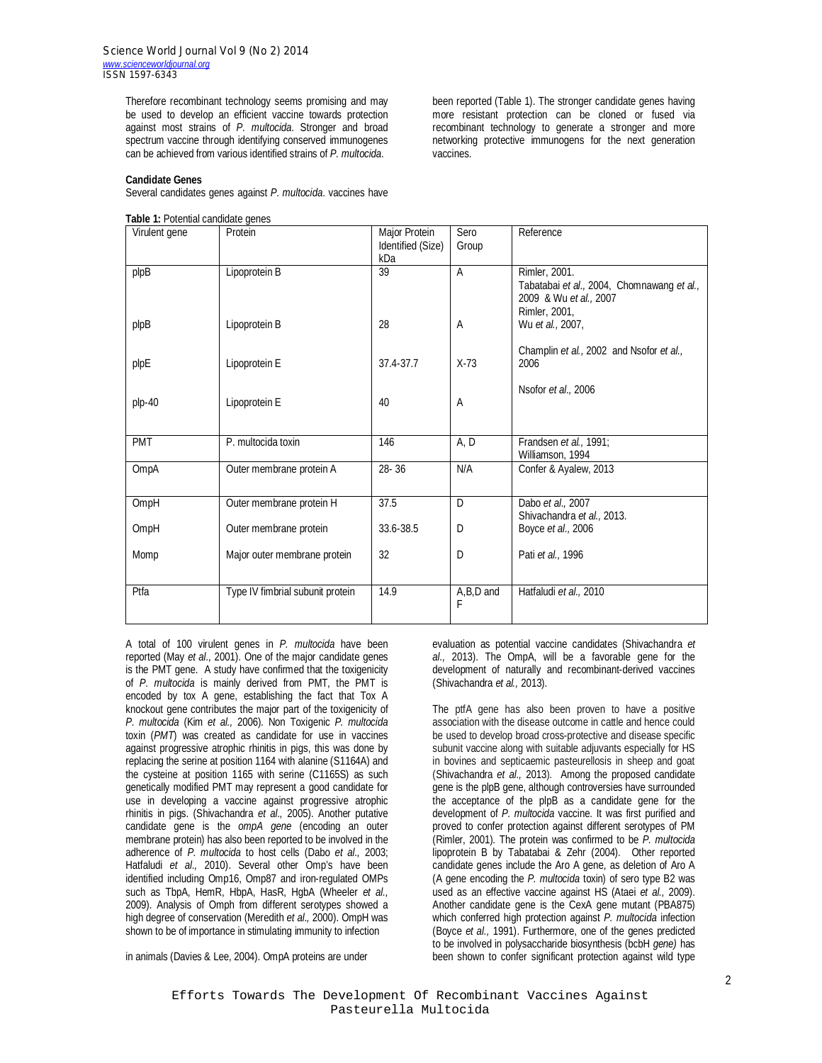Therefore recombinant technology seems promising and may be used to develop an efficient vaccine towards protection against most strains of *P. multocida*. Stronger and broad spectrum vaccine through identifying conserved immunogenes can be achieved from various identified strains of *P. multocida*.

**Candidate Genes**

Several candidates genes against *P. multocida*. vaccines have been reported (Table 1). The stronger candidate genes having more resistant protection can be cloned or fused via recombinant technology to generate a stronger and more networking protective immunogens for the next generation vaccines.

**Table 1:** Potential candidate genes

| Virulent gene | Protein | Major Protein Identified (Size) kDa | Sero Group | Reference |
|---|---|---|---|---|
| plpB | Lipoprotein B | 39 | A | Rimler, 2001. Tabatabai *et al.,* 2004, Chomnawang *et al.,* 2009 & Wu *et al.,* 2007 |
| plpB | Lipoprotein B | 28 | A | Rimler, 2001, Wu *et al.,* 2007, |
| plpE | Lipoprotein E | 37.4-37.7 | X-73 | Champlin *et al.,* 2002 and Nsofor *et al.,* 2006 |
| plp-40 | Lipoprotein E | 40 | A | Nsofor *et al.,* 2006 |
| PMT | P. multocida toxin | 146 | A, D | Frandsen *et al.,* 1991; Williamson, 1994 |
| OmpA | Outer membrane protein A | 28- 36 | N/A | Confer & Ayalew, 2013 |
| OmpH | Outer membrane protein H | 37.5 | D | Dabo *et al.,* 2007 Shivachandra *et al.,* 2013. |
| OmpH | Outer membrane protein | 33.6-38.5 | D | Boyce *et al.,* 2006 |
| Momp | Major outer membrane protein | 32 | D | Pati *et al.,* 1996 |
| Ptfa | Type IV fimbrial subunit protein | 14.9 | A,B,D and F | Hatfaludi *et al.,* 2010 |

A total of 100 virulent genes in *P. multocida* have been reported (May *et al.,* 2001). One of the major candidate genes is the PMT gene. A study have confirmed that the toxigenicity of *P. multocida* is mainly derived from PMT, the PMT is encoded by tox A gene, establishing the fact that Tox A knockout gene contributes the major part of the toxigenicity of *P. multocida* (Kim *et al.,* 2006). Non Toxigenic *P. multocida* toxin (*PMT*) was created as candidate for use in vaccines against progressive atrophic rhinitis in pigs, this was done by replacing the serine at position 1164 with alanine (S1164A) and the cysteine at position 1165 with serine (C1165S) as such genetically modified PMT may represent a good candidate for use in developing a vaccine against progressive atrophic rhinitis in pigs. (Shivachandra *et al.,* 2005). Another putative candidate gene is the *ompA gene* (encoding an outer membrane protein) has also been reported to be involved in the adherence of *P. multocida* to host cells (Dabo *et al.,* 2003; Hatfaludi *et al.,* 2010). Several other Omp's have been identified including Omp16, Omp87 and iron-regulated OMPs such as TbpA, HemR, HbpA, HasR, HgbA (Wheeler *et al.,* 2009). Analysis of Omph from different serotypes showed a high degree of conservation (Meredith *et al.,* 2000). OmpH was shown to be of importance in stimulating immunity to infection in animals (Davies & Lee, 2004). OmpA proteins are under evaluation as potential vaccine candidates (Shivachandra *et al.,* 2013). The OmpA, will be a favorable gene for the development of naturally and recombinant-derived vaccines (Shivachandra *et al.,* 2013).

The ptfA gene has also been proven to have a positive association with the disease outcome in cattle and hence could be used to develop broad cross-protective and disease specific subunit vaccine along with suitable adjuvants especially for HS in bovines and septicaemic pasteurellosis in sheep and goat (Shivachandra *et al.,* 2013). Among the proposed candidate gene is the plpB gene, although controversies have surrounded the acceptance of the plpB as a candidate gene for the development of *P. multocida* vaccine. It was first purified and proved to confer protection against different serotypes of PM (Rimler, 2001). The protein was confirmed to be *P. multocida* lipoprotein B by Tabatabai & Zehr (2004). Other reported candidate genes include the Aro A gene, as deletion of Aro A (A gene encoding the *P. multocida* toxin) of sero type B2 was used as an effective vaccine against HS (Ataei *et al.,* 2009). Another candidate gene is the CexA gene mutant (PBA875) which conferred high protection against *P. multocida* infection (Boyce *et al.,* 1991). Furthermore, one of the genes predicted to be involved in polysaccharide biosynthesis (bcbH *gene)* has been shown to confer significant protection against wild type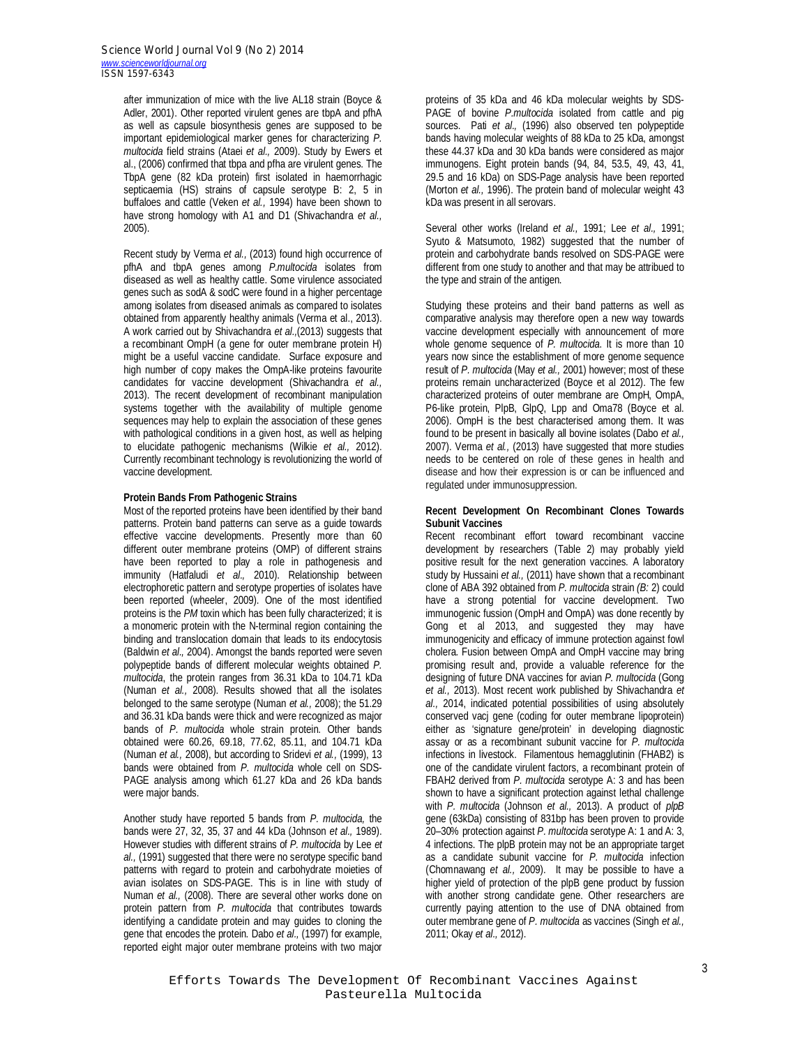after immunization of mice with the live AL18 strain (Boyce & Adler, 2001). Other reported virulent genes are tbpA and pfhA as well as capsule biosynthesis genes are supposed to be important epidemiological marker genes for characterizing *P. multocida* field strains (Ataei *et al.,* 2009). Study by Ewers et al., (2006) confirmed that tbpa and pfha are virulent genes. The TbpA gene (82 kDa protein) first isolated in haemorrhagic septicaemia (HS) strains of capsule serotype B: 2, 5 in buffaloes and cattle (Veken *et al.,* 1994) have been shown to have strong homology with A1 and D1 (Shivachandra *et al.,* 2005).

Recent study by Verma *et al.,* (2013) found high occurrence of pfhA and tbpA genes among *P.multocida* isolates from diseased as well as healthy cattle. Some virulence associated genes such as sodA & sodC were found in a higher percentage among isolates from diseased animals as compared to isolates obtained from apparently healthy animals (Verma et al., 2013). A work carried out by Shivachandra *et al.,*(2013) suggests that a recombinant OmpH (a gene for outer membrane protein H) might be a useful vaccine candidate. Surface exposure and high number of copy makes the OmpA-like proteins favourite candidates for vaccine development (Shivachandra *et al.,* 2013). The recent development of recombinant manipulation systems together with the availability of multiple genome sequences may help to explain the association of these genes with pathological conditions in a given host, as well as helping to elucidate pathogenic mechanisms (Wilkie *et al.,* 2012). Currently recombinant technology is revolutionizing the world of vaccine development.

**Protein Bands From Pathogenic Strains**

Most of the reported proteins have been identified by their band patterns. Protein band patterns can serve as a guide towards effective vaccine developments. Presently more than 60 different outer membrane proteins (OMP) of different strains have been reported to play a role in pathogenesis and immunity (Hatfaludi *et al.,* 2010). Relationship between electrophoretic pattern and serotype properties of isolates have been reported (wheeler, 2009). One of the most identified proteins is the *PM* toxin which has been fully characterized; it is a monomeric protein with the N-terminal region containing the binding and translocation domain that leads to its endocytosis (Baldwin *et al.,* 2004). Amongst the bands reported were seven polypeptide bands of different molecular weights obtained *P. multocida*, the protein ranges from 36.31 kDa to 104.71 kDa (Numan *et al.,* 2008). Results showed that all the isolates belonged to the same serotype (Numan *et al.,* 2008); the 51.29 and 36.31 kDa bands were thick and were recognized as major bands of *P. multocida* whole strain protein. Other bands obtained were 60.26, 69.18, 77.62, 85.11, and 104.71 kDa (Numan *et al.,* 2008), but according to Sridevi *et al.,* (1999), 13 bands were obtained from *P. multocida* whole cell on SDS-PAGE analysis among which 61.27 kDa and 26 kDa bands were major bands.

Another study have reported 5 bands from *P. multocida,* the bands were 27, 32, 35, 37 and 44 kDa (Johnson *et al.,* 1989). However studies with different strains of *P. multocida* by Lee *et al.,* (1991) suggested that there were no serotype specific band patterns with regard to protein and carbohydrate moieties of avian isolates on SDS-PAGE. This is in line with study of Numan *et al.,* (2008). There are several other works done on protein pattern from *P. multocida* that contributes towards identifying a candidate protein and may guides to cloning the gene that encodes the protein. Dabo *et al.,* (1997) for example, reported eight major outer membrane proteins with two major proteins of 35 kDa and 46 kDa molecular weights by SDS-PAGE of bovine *P.multocida* isolated from cattle and pig sources. Pati *et al.,* (1996) also observed ten polypeptide bands having molecular weights of 88 kDa to 25 kDa, amongst these 44.37 kDa and 30 kDa bands were considered as major immunogens. Eight protein bands (94, 84, 53.5, 49, 43, 41, 29.5 and 16 kDa) on SDS-Page analysis have been reported (Morton *et al.,* 1996). The protein band of molecular weight 43 kDa was present in all serovars.

Several other works (Ireland *et al.,* 1991; Lee *et al.,* 1991; Syuto & Matsumoto, 1982) suggested that the number of protein and carbohydrate bands resolved on SDS-PAGE were different from one study to another and that may be attribued to the type and strain of the antigen.

Studying these proteins and their band patterns as well as comparative analysis may therefore open a new way towards vaccine development especially with announcement of more whole genome sequence of *P. multocida*. It is more than 10 years now since the establishment of more genome sequence result of *P. multocida* (May *et al.,* 2001) however; most of these proteins remain uncharacterized (Boyce et al 2012). The few characterized proteins of outer membrane are OmpH, OmpA, P6-like protein, PlpB, GlpQ, Lpp and Oma78 (Boyce et al. 2006). OmpH is the best characterised among them. It was found to be present in basically all bovine isolates (Dabo *et al.,* 2007). Verma *et al.,* (2013) have suggested that more studies needs to be centered on role of these genes in health and disease and how their expression is or can be influenced and regulated under immunosuppression.

**Recent Development On Recombinant Clones Towards Subunit Vaccines**

Recent recombinant effort toward recombinant vaccine development by researchers (Table 2) may probably yield positive result for the next generation vaccines. A laboratory study by Hussaini *et al.,* (2011) have shown that a recombinant clone of ABA 392 obtained from *P. multocida* strain *(B:* 2) could have a strong potential for vaccine development. Two immunogenic fussion (OmpH and OmpA) was done recently by Gong et al 2013, and suggested they may have immunogenicity and efficacy of immune protection against fowl cholera. Fusion between OmpA and OmpH vaccine may bring promising result and, provide a valuable reference for the designing of future DNA vaccines for avian *P. multocida* (Gong *et al.,* 2013). Most recent work published by Shivachandra *et al.,* 2014, indicated potential possibilities of using absolutely conserved vacj gene (coding for outer membrane lipoprotein) either as 'signature gene/protein' in developing diagnostic assay or as a recombinant subunit vaccine for *P. multocida* infections in livestock. Filamentous hemagglutinin (FHAB2) is one of the candidate virulent factors, a recombinant protein of FBAH2 derived from *P. multocida* serotype A: 3 and has been shown to have a significant protection against lethal challenge with *P. multocida* (Johnson *et al.,* 2013). A product of *plpB* gene (63kDa) consisting of 831bp has been proven to provide 20–30% protection against *P. multocida* serotype A: 1 and A: 3, 4 infections. The plpB protein may not be an appropriate target as a candidate subunit vaccine for *P. multocida* infection (Chomnawang *et al.,* 2009). It may be possible to have a higher yield of protection of the plpB gene product by fussion with another strong candidate gene. Other researchers are currently paying attention to the use of DNA obtained from outer membrane gene of *P. multocida* as vaccines (Singh *et al.,* 2011; Okay *et al.,* 2012).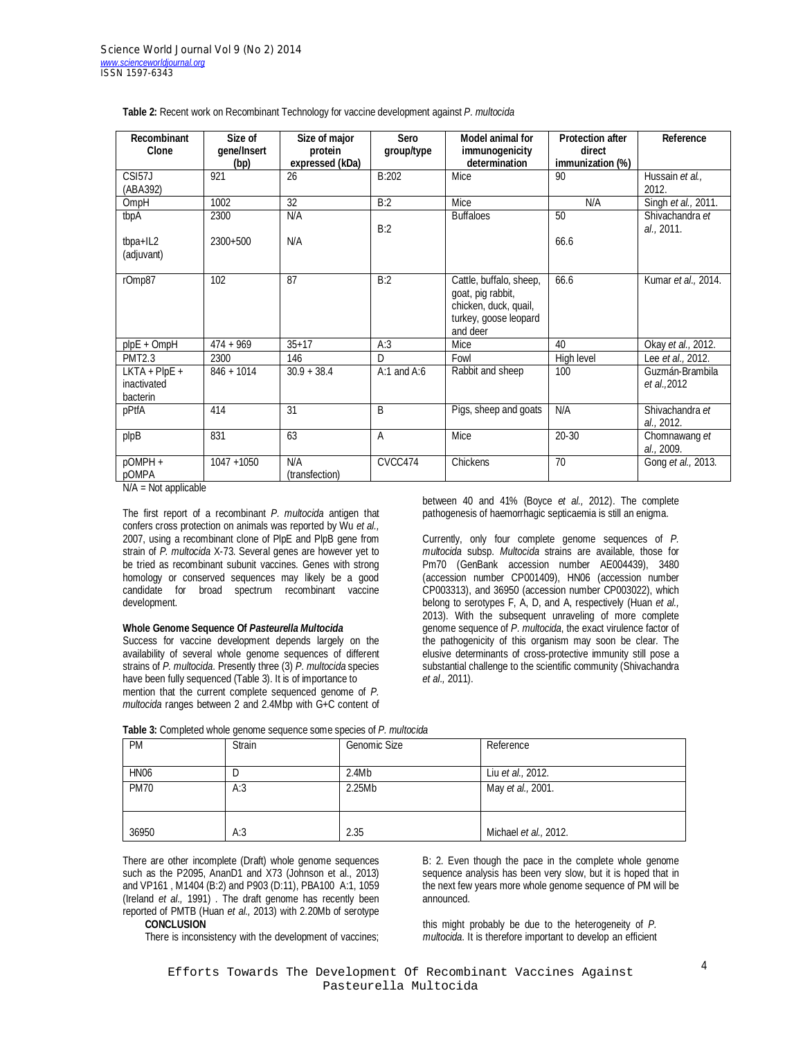**Table 2:** Recent work on Recombinant Technology for vaccine development against *P. multocida*

| Recombinant Clone | Size of gene/Insert (bp) | Size of major protein expressed (kDa) | Sero group/type | Model animal for immunogenicity determination | Protection after direct immunization (%) | Reference |
|---|---|---|---|---|---|---|
| CSI57J (ABA392) | 921 | 26 | B:202 | Mice | 90 | Hussain *et al.,* 2012. |
| OmpH | 1002 | 32 | B:2 | Mice | N/A | Singh *et al.,* 2011. |
| tbpA<br><br>tbpa+IL2 (adjuvant) | 2300<br><br>2300+500 | N/A<br><br>N/A | B:2 | Buffaloes | 50<br><br>66.6 | Shivachandra *et al.,* 2011. |
| rOmp87 | 102 | 87 | B:2 | Cattle, buffalo, sheep, goat, pig rabbit, chicken, duck, quail, turkey, goose leopard and deer | 66.6 | Kumar *et al.,* 2014. |
| plpE + OmpH | 474 + 969 | 35+17 | A:3 | Mice | 40 | Okay *et al.,* 2012. |
| PMT2.3 | 2300 | 146 | D | Fowl | High level | Lee *et al.,* 2012. |
| LKTA + PlpE + inactivated bacterin | 846 + 1014 | 30.9 + 38.4 | A:1 and A:6 | Rabbit and sheep | 100 | Guzmán-Brambila *et al.,*2012 |
| pPtfA | 414 | 31 | B | Pigs, sheep and goats | N/A | Shivachandra *et al.,* 2012. |
| plpB | 831 | 63 | A | Mice | 20-30 | Chomnawang *et al.,* 2009. |
| pOMPH + pOMPA | 1047 +1050 | N/A (transfection) | CVCC474 | Chickens | 70 | Gong *et al.,* 2013. |

N/A = Not applicable

The first report of a recombinant *P. multocida* antigen that confers cross protection on animals was reported by Wu *et al.,* 2007, using a recombinant clone of PlpE and PlpB gene from strain of *P. multocida* X-73. Several genes are however yet to be tried as recombinant subunit vaccines. Genes with strong homology or conserved sequences may likely be a good candidate for broad spectrum recombinant vaccine development.

#### Whole Genome Sequence Of *Pasteurella Multocida*

Success for vaccine development depends largely on the availability of several whole genome sequences of different strains of *P. multocida*. Presently three (3) *P. multocida* species have been fully sequenced (Table 3). It is of importance to mention that the current complete sequenced genome of *P. multocida* ranges between 2 and 2.4Mbp with G+C content of between 40 and 41% (Boyce *et al.,* 2012). The complete pathogenesis of haemorrhagic septicaemia is still an enigma.

Currently, only four complete genome sequences of *P. multocida* subsp. *Multocida* strains are available, those for Pm70 (GenBank accession number AE004439), 3480 (accession number CP001409), HN06 (accession number CP003313), and 36950 (accession number CP003022), which belong to serotypes F, A, D, and A, respectively (Huan *et al.,* 2013). With the subsequent unraveling of more complete genome sequence of *P. multocida*, the exact virulence factor of the pathogenicity of this organism may soon be clear. The elusive determinants of cross-protective immunity still pose a substantial challenge to the scientific community (Shivachandra *et al.,* 2011).

**Table 3:** Completed whole genome sequence some species of *P. multocida*

| PM | Strain | Genomic Size | Reference |
|---|---|---|---|
| HN06 | D | 2.4Mb | Liu *et al.,* 2012. |
| PM70 | A:3 | 2.25Mb | May *et al.,* 2001. |
| 36950 | A:3 | 2.35 | Michael *et al.,* 2012. |

There are other incomplete (Draft) whole genome sequences such as the P2095, AnanD1 and X73 (Johnson et al., 2013) and VP161 , M1404 (B:2) and P903 (D:11), PBA100 A:1, 1059 (Ireland *et al.,* 1991) . The draft genome has recently been reported of PMTB (Huan *et al.,* 2013) with 2.20Mb of serotype B: 2. Even though the pace in the complete whole genome sequence analysis has been very slow, but it is hoped that in the next few years more whole genome sequence of PM will be announced.

## CONCLUSION

There is inconsistency with the development of vaccines; this might probably be due to the heterogeneity of *P. multocida*. It is therefore important to develop an efficient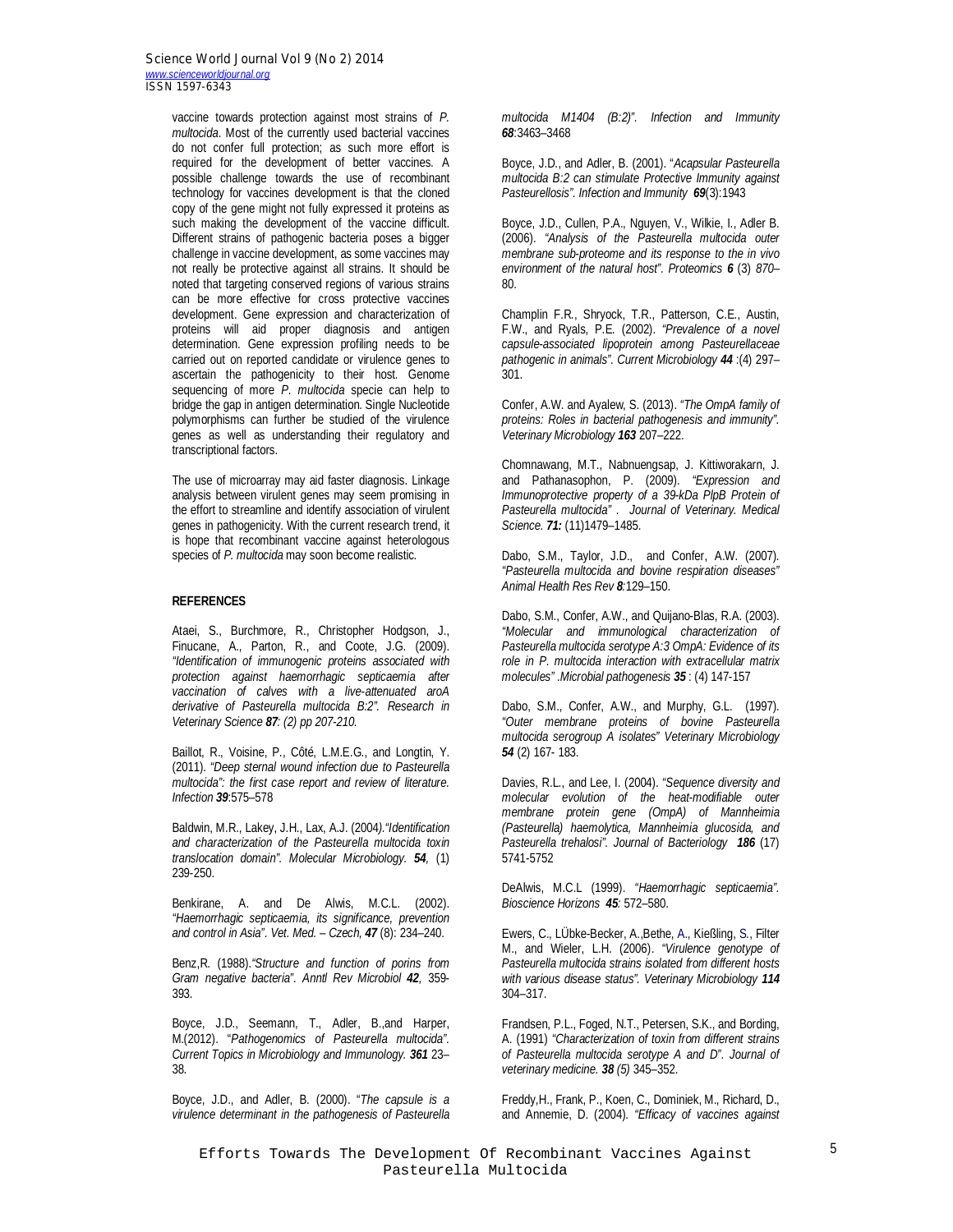vaccine towards protection against most strains of *P. multocida*. Most of the currently used bacterial vaccines do not confer full protection; as such more effort is required for the development of better vaccines. A possible challenge towards the use of recombinant technology for vaccines development is that the cloned copy of the gene might not fully expressed it proteins as such making the development of the vaccine difficult. Different strains of pathogenic bacteria poses a bigger challenge in vaccine development, as some vaccines may not really be protective against all strains. It should be noted that targeting conserved regions of various strains can be more effective for cross protective vaccines development. Gene expression and characterization of proteins will aid proper diagnosis and antigen determination. Gene expression profiling needs to be carried out on reported candidate or virulence genes to ascertain the pathogenicity to their host. Genome sequencing of more *P. multocida* specie can help to bridge the gap in antigen determination. Single Nucleotide polymorphisms can further be studied of the virulence genes as well as understanding their regulatory and transcriptional factors.

The use of microarray may aid faster diagnosis. Linkage analysis between virulent genes may seem promising in the effort to streamline and identify association of virulent genes in pathogenicity. With the current research trend, it is hope that recombinant vaccine against heterologous species of *P. multocida* may soon become realistic.

## REFERENCES

Ataei, S., Burchmore, R., Christopher Hodgson, J., Finucane, A., Parton, R., and Coote, J.G. (2009). *"Identification of immunogenic proteins associated with protection against haemorrhagic septicaemia after vaccination of calves with a live-attenuated aroA derivative of Pasteurella multocida B:2". Research in Veterinary Science* ***87****: (2) pp 207-210.*

Baillot, R., Voisine, P., Côté, L.M.E.G., and Longtin, Y. (2011). *"Deep sternal wound infection due to Pasteurella multocida": the first case report and review of literature. Infection* ***39***:575–578

Baldwin, M.R., Lakey, J.H., Lax, A.J. (2004)*."Identification and characterization of the Pasteurella multocida toxin translocation domain". Molecular Microbiology.* ***54****,* (1) 239-250.

Benkirane, A. and De Alwis, M.C.L. (2002). *"Haemorrhagic septicaemia, its significance, prevention and control in Asia". Vet. Med. – Czech,* ***47*** (8): 234–240.

Benz,R. (1988).*"Structure and function of porins from Gram negative bacteria". Anntl Rev Microbiol* ***42****,* 359-393.

Boyce, J.D., Seemann, T., Adler, B.,and Harper, M.(2012). "*Pathogenomics of Pasteurella multocida". Current Topics in Microbiology and Immunology.* ***361*** 23–38.

Boyce, J.D., and Adler, B. (2000). "*The capsule is a virulence determinant in the pathogenesis of Pasteurella multocida M1404 (B:2)". Infection and Immunity* ***68***:3463–3468

Boyce, J.D., and Adler, B. (2001). "*Acapsular Pasteurella multocida B:2 can stimulate Protective Immunity against Pasteurellosis". Infection and Immunity* ***69***(3):1943

Boyce, J.D., Cullen, P.A., Nguyen, V., Wilkie, I., Adler B. (2006). *"Analysis of the Pasteurella multocida outer membrane sub-proteome and its response to the in vivo environment of the natural host". Proteomics* ***6*** (3) *870*–80.

Champlin F.R., Shryock, T.R., Patterson, C.E., Austin, F.W., and Ryals, P.E. (2002). *"Prevalence of a novel capsule-associated lipoprotein among Pasteurellaceae pathogenic in animals". Current Microbiology* ***44*** :(4) 297–301.

Confer, A.W. and Ayalew, S. (2013). "*The OmpA family of proteins: Roles in bacterial pathogenesis and immunity". Veterinary Microbiology* ***163*** 207–222.

Chomnawang, M.T., Nabnuengsap, J. Kittiworakarn, J. and Pathanasophon, P. (2009). *"Expression and Immunoprotective property of a 39-kDa PlpB Protein of Pasteurella multocida" . Journal of Veterinary. Medical Science.* ***71:*** (11)1479–1485.

Dabo, S.M., Taylor, J.D., and Confer, A.W. (2007). *"Pasteurella multocida and bovine respiration diseases" Animal Health Res Rev* ***8***:129–150.

Dabo, S.M., Confer, A.W., and Quijano-Blas, R.A. (2003). *"Molecular and immunological characterization of Pasteurella multocida serotype A:3 OmpA: Evidence of its role in P. multocida interaction with extracellular matrix molecules" .Microbial pathogenesis* ***35*** : (4) 147-157

Dabo, S.M., Confer, A.W., and Murphy, G.L. (1997). *"Outer membrane proteins of bovine Pasteurella multocida serogroup A isolates" Veterinary Microbiology* ***54*** (2) 167- 183.

Davies, R.L., and Lee, I. (2004). *"Sequence diversity and molecular evolution of the heat-modifiable outer membrane protein gene (OmpA) of Mannheimia (Pasteurella) haemolytica, Mannheimia glucosida, and Pasteurella trehalosi". Journal of Bacteriology* ***186*** (17) 5741-5752

DeAlwis, M.C.L (1999). *"Haemorrhagic septicaemia". Bioscience Horizons* ***45****:* 572–580.

Ewers, C., LÜbke-Becker, A.,Bethe, A., Kießling, S., Filter M., and Wieler, L.H. (2006). *"Virulence genotype of Pasteurella multocida strains isolated from different hosts with various disease status". Veterinary Microbiology* ***114*** 304–317.

Frandsen, P.L., Foged, N.T., Petersen, S.K., and Bording, A. (1991) *"Characterization of toxin from different strains of Pasteurella multocida serotype A and D". Journal of veterinary medicine.* ***38*** *(5)* 345–352.

Freddy,H., Frank, P., Koen, C., Dominiek, M., Richard, D., and Annemie, D. (2004). *"Efficacy of vaccines against*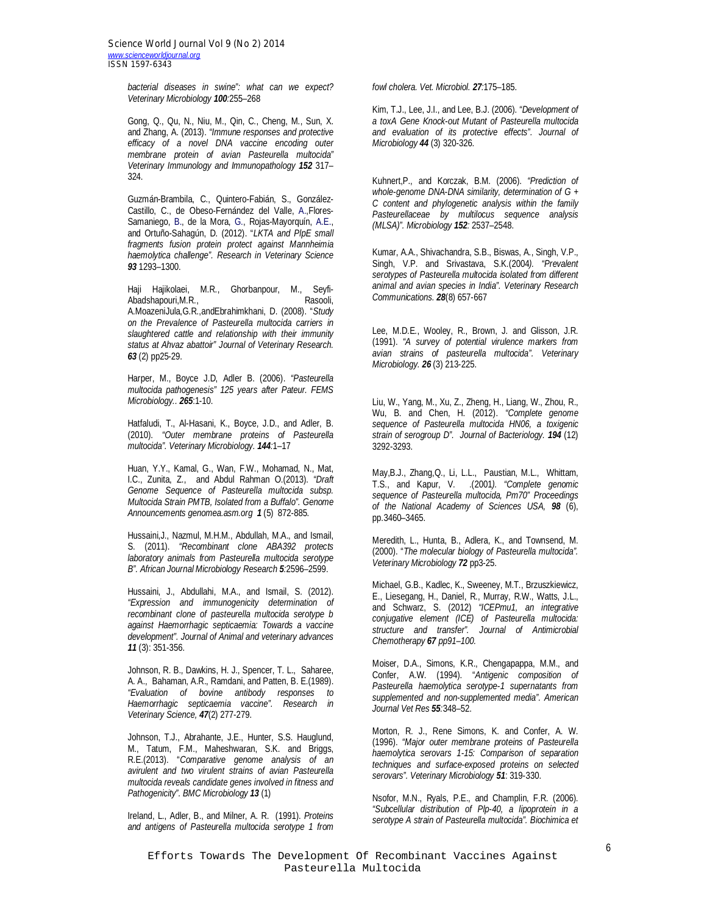*bacterial diseases in swine": what can we expect? Veterinary Microbiology* ***100***:255–268

Gong, Q., Qu, N., Niu, M., Qin, C., Cheng, M., Sun, X. and Zhang, A. (2013). *"Immune responses and protective efficacy of a novel DNA vaccine encoding outer membrane protein of avian Pasteurella multocida" Veterinary Immunology and Immunopathology* ***152*** 317–324.

Guzmán-Brambila, C., Quintero-Fabián, S., González-Castillo, C., de Obeso-Fernández del Valle, A.,Flores-Samaniego, B., de la Mora, G., Rojas-Mayorquín, A.E., and Ortuño-Sahagún, D. (2012). "*LKTA and PlpE small fragments fusion protein protect against Mannheimia haemolytica challenge". Research in Veterinary Science* ***93*** 1293–1300.

Haji Hajikolaei, M.R., Ghorbanpour, M., Seyfi-Abadshapouri,M.R., Rasooli, A.MoazeniJula,G.R.,andEbrahimkhani, D. (2008). "*Study on the Prevalence of Pasteurella multocida carriers in slaughtered cattle and relationship with their immunity status at Ahvaz abattoir" Journal of Veterinary Research.* ***63*** (2) pp25-29.

Harper, M., Boyce J.D, Adler B. (2006). *"Pasteurella multocida pathogenesis" 125 years after Pateur. FEMS Microbiology..* ***265***:1-10.

Hatfaludi, T., Al-Hasani, K., Boyce, J.D., and Adler, B. (2010). *"Outer membrane proteins of Pasteurella multocida". Veterinary Microbiology.* ***144***:1–17

Huan, Y.Y., Kamal, G., Wan, F.W., Mohamad, N., Mat, I.C., Zunita, Z., and Abdul Rahman O.(2013). *"Draft Genome Sequence of Pasteurella multocida subsp. Multocida Strain PMTB, Isolated from a Buffalo". Genome Announcements genomea.asm.org* ***1*** (5) 872-885.

Hussaini,J., Nazmul, M.H.M., Abdullah, M.A., and Ismail, S. (2011). *"Recombinant clone ABA392 protects laboratory animals from Pasteurella multocida serotype B". African Journal Microbiology Research* ***5***:2596–2599.

Hussaini, J., Abdullahi, M.A., and Ismail, S. (2012). *"Expression and immunogenicity determination of recombinant clone of pasteurella multocida serotype b against Haemorrhagic septicaemia: Towards a vaccine development". Journal of Animal and veterinary advances* ***11*** (3): 351-356.

Johnson, R. B., Dawkins, H. J., Spencer, T. L., Saharee, A. A., Bahaman, A.R., Ramdani, and Patten, B. E.(1989). *"Evaluation of bovine antibody responses to Haemorrhagic septicaemia vaccine". Research in Veterinary Science,* ***47***(2) 277-279.

Johnson, T.J., Abrahante, J.E., Hunter, S.S. Hauglund, M., Tatum, F.M., Maheshwaran, S.K. and Briggs, R.E.(2013). "*Comparative genome analysis of an avirulent and two virulent strains of avian Pasteurella multocida reveals candidate genes involved in fitness and Pathogenicity". BMC Microbiology* ***13*** (1)

Ireland, L., Adler, B., and Milner, A. R. (1991). *Proteins and antigens of Pasteurella multocida serotype 1 from fowl cholera. Vet. Microbiol.* ***27***:175–185.

Kim, T.J., Lee, J.I., and Lee, B.J. (2006). *"Development of a toxA Gene Knock-out Mutant of Pasteurella multocida and evaluation of its protective effects". Journal of Microbiology* ***44*** (3) 320-326.

Kuhnert,P., and Korczak, B.M. (2006). *"Prediction of whole-genome DNA-DNA similarity, determination of G + C content and phylogenetic analysis within the family Pasteurellaceae by multilocus sequence analysis (MLSA)". Microbiology* ***152***: 2537–2548.

Kumar, A.A., Shivachandra, S.B., Biswas, A., Singh, V.P., Singh, V.P. and Srivastava, S.K.(2004*). "Prevalent serotypes of Pasteurella multocida isolated from different animal and avian species in India". Veterinary Research Communications.* ***28***(8) 657-667

Lee, M.D.E., Wooley, R., Brown, J. and Glisson, J.R. (1991). *"A survey of potential virulence markers from avian strains of pasteurella multocida". Veterinary Microbiology.* ***26*** (3) 213-225.

Liu, W., Yang, M., Xu, Z., Zheng, H., Liang, W., Zhou, R., Wu, B. and Chen, H. (2012). *"Complete genome sequence of Pasteurella multocida HN06, a toxigenic strain of serogroup D". Journal of Bacteriology.* ***194*** (12) 3292-3293.

May,B.J., Zhang,Q., Li, L.L., Paustian, M.L., Whittam, T.S., and Kapur, V. .(2001*). "Complete genomic sequence of Pasteurella multocida, Pm70" Proceedings of the National Academy of Sciences USA,* ***98*** (6), pp.3460–3465.

Meredith, L., Hunta, B., Adlera, K., and Townsend, M. (2000). "*The molecular biology of Pasteurella multocida". Veterinary Microbiology* ***72*** pp3-25.

Michael, G.B., Kadlec, K., Sweeney, M.T., Brzuszkiewicz, E., Liesegang, H., Daniel, R., Murray, R.W., Watts, J.L., and Schwarz, S. (2012) *"ICEPmu1, an integrative conjugative element (ICE) of Pasteurella multocida: structure and transfer". Journal of Antimicrobial Chemotherapy* ***67*** *pp91–100.*

Moiser, D.A., Simons, K.R., Chengapappa, M.M., and Confer, A.W. (1994). "*Antigenic composition of Pasteurella haemolytica serotype-1 supernatants from supplemented and non-supplemented media". American Journal Vet Res* ***55***:348–52.

Morton, R. J., Rene Simons, K. and Confer, A. W. (1996). *"Major outer membrane proteins of Pasteurella haemolytica serovars 1-15: Comparison of separation techniques and surface-exposed proteins on selected serovars". Veterinary Microbiology* ***51***: 319-330.

Nsofor, M.N., Ryals, P.E., and Champlin, F.R. (2006). *"Subcellular distribution of Plp-40, a lipoprotein in a serotype A strain of Pasteurella multocida". Biochimica et*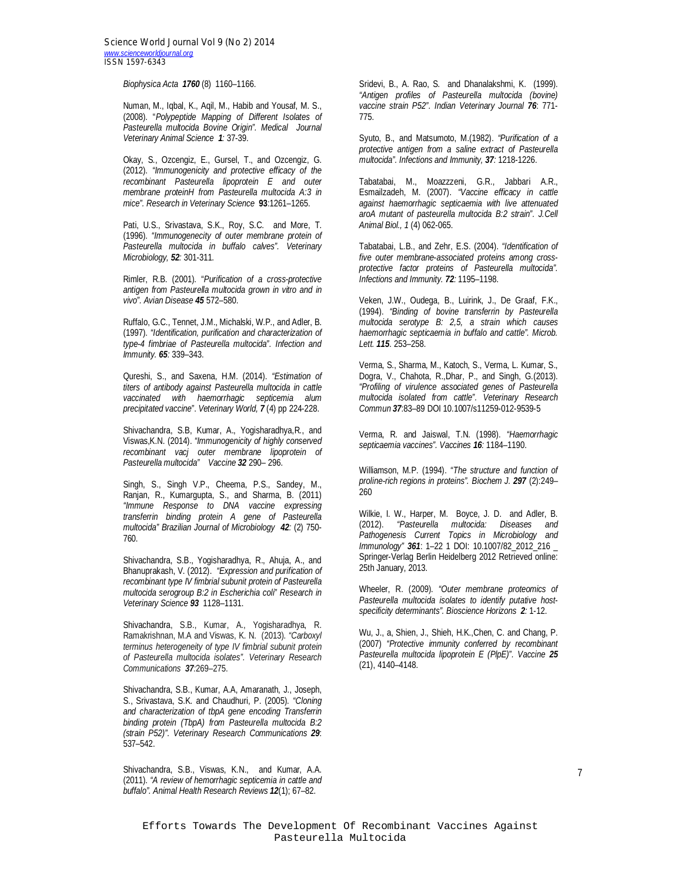*Biophysica Acta* ***1760*** (8) 1160–1166.

Numan, M., Iqbal, K., Aqil, M., Habib and Yousaf, M. S., (2008). "*Polypeptide Mapping of Different Isolates of Pasteurella multocida Bovine Origin*". *Medical Journal Veterinary Animal Science* ***1****:* 37-39.

Okay, S., Ozcengiz, E., Gursel, T., and Ozcengiz, G. (2012). *"Immunogenicity and protective efficacy of the recombinant Pasteurella lipoprotein E and outer membrane proteinH from Pasteurella multocida A:3 in mice". Research in Veterinary Science* **93**:1261–1265.

Pati, U.S., Srivastava, S.K., Roy, S.C. and More, T. (1996). *"Immunogenecity of outer membrane protein of Pasteurella multocida in buffalo calves". Veterinary Microbiology,* ***52****:* 301-311.

Rimler, R.B. (2001). "*Purification of a cross-protective antigen from Pasteurella multocida grown in vitro and in vivo*". *Avian Disease* ***45*** 572–580.

Ruffalo, G.C., Tennet, J.M., Michalski, W.P., and Adler, B. (1997). *"Identification, purification and characterization of type-4 fimbriae of Pasteurella multocida". Infection and Immunity.* ***65****:* 339–343.

Qureshi, S., and Saxena, H.M. (2014). *"Estimation of titers of antibody against Pasteurella multocida in cattle vaccinated with haemorrhagic septicemia alum precipitated vaccine*". *Veterinary World,* ***7*** (4) pp 224-228.

Shivachandra, S.B, Kumar, A., Yogisharadhya,R., and Viswas,K.N. (2014). *"Immunogenicity of highly conserved recombinant vacj outer membrane lipoprotein of Pasteurella multocida" Vaccine* ***32*** 290– 296.

Singh, S., Singh V.P., Cheema, P.S., Sandey, M., Ranjan, R., Kumargupta, S., and Sharma, B. (2011) *"Immune Response to DNA vaccine expressing transferrin binding protein A gene of Pasteurella multocida" Brazilian Journal of Microbiology* ***42****:* (2) 750-760.

Shivachandra, S.B., Yogisharadhya, R., Ahuja, A., and Bhanuprakash, V. (2012). *"Expression and purification of recombinant type IV fimbrial subunit protein of Pasteurella multocida serogroup B:2 in Escherichia coli*" *Research in Veterinary Science* ***93*** 1128–1131.

Shivachandra, S.B., Kumar, A., Yogisharadhya, R. Ramakrishnan, M.A and Viswas, K. N. (2013). *"Carboxyl terminus heterogeneity of type IV fimbrial subunit protein of Pasteurella multocida isolates". Veterinary Research Communications* ***37****:*269–275.

Shivachandra, S.B., Kumar, A.A, Amaranath, J., Joseph, S., Srivastava, S.K. and Chaudhuri, P. (2005). *"Cloning and characterization of tbpA gene encoding Transferrin binding protein (TbpA) from Pasteurella multocida B:2 (strain P52)". Veterinary Research Communications* ***29****:* 537–542.

Shivachandra, S.B., Viswas, K.N., and Kumar, A.A. (2011). *"A review of hemorrhagic septicemia in cattle and buffalo". Animal Health Research Reviews* ***12***(1); 67–82.

Sridevi, B., A. Rao, S. and Dhanalakshmi, K. (1999). *"Antigen profiles of Pasteurella multocida (bovine) vaccine strain P52". Indian Veterinary Journal* ***76****:* 771-775.

Syuto, B., and Matsumoto, M.(1982). *"Purification of a protective antigen from a saline extract of Pasteurella multocida". Infections and Immunity,* ***37****:* 1218-1226.

Tabatabai, M., Moazzzeni, G.R., Jabbari A.R., Esmailzadeh, M. (2007). *"Vaccine efficacy in cattle against haemorrhagic septicaemia with live attenuated aroA mutant of pasteurella multocida B:2 strain". J.Cell Animal Biol., 1* (4) 062-065.

Tabatabai, L.B., and Zehr, E.S. (2004). *"Identification of five outer membrane-associated proteins among cross-protective factor proteins of Pasteurella multocida". Infections and Immunity.* ***72****:* 1195–1198.

Veken, J.W., Oudega, B., Luirink, J., De Graaf, F.K., (1994). *"Binding of bovine transferrin by Pasteurella multocida serotype B: 2,5, a strain which causes haemorrhagic septicaemia in buffalo and cattle". Microb. Lett.* ***115***. 253–258.

Verma, S., Sharma, M., Katoch, S., Verma, L. Kumar, S., Dogra, V., Chahota, R.,Dhar, P., and Singh, G.(2013). *"Profiling of virulence associated genes of Pasteurella multocida isolated from cattle". Veterinary Research Commun* ***37***:83–89 DOI 10.1007/s11259-012-9539-5

Verma, R. and Jaiswal, T.N. (1998). *"Haemorrhagic septicaemia vaccines". Vaccines* ***16****:* 1184–1190.

Williamson, M.P. (1994). *"The structure and function of proline-rich regions in proteins". Biochem J.* ***297*** (2):249–260

Wilkie, I. W., Harper, M. Boyce, J. D. and Adler, B. (2012). *"Pasteurella multocida: Diseases and Pathogenesis Current Topics in Microbiology and Immunology"* ***361***: 1–22 1 DOI: 10.1007/82_2012_216 _ Springer-Verlag Berlin Heidelberg 2012 Retrieved online: 25th January, 2013.

Wheeler, R. (2009). *"Outer membrane proteomics of Pasteurella multocida isolates to identify putative host-specificity determinants". Bioscience Horizons* ***2****:* 1-12.

Wu, J., a, Shien, J., Shieh, H.K.,Chen, C. and Chang, P. (2007) *"Protective immunity conferred by recombinant Pasteurella multocida lipoprotein E (PlpE)". Vaccine* ***25*** (21), 4140–4148.